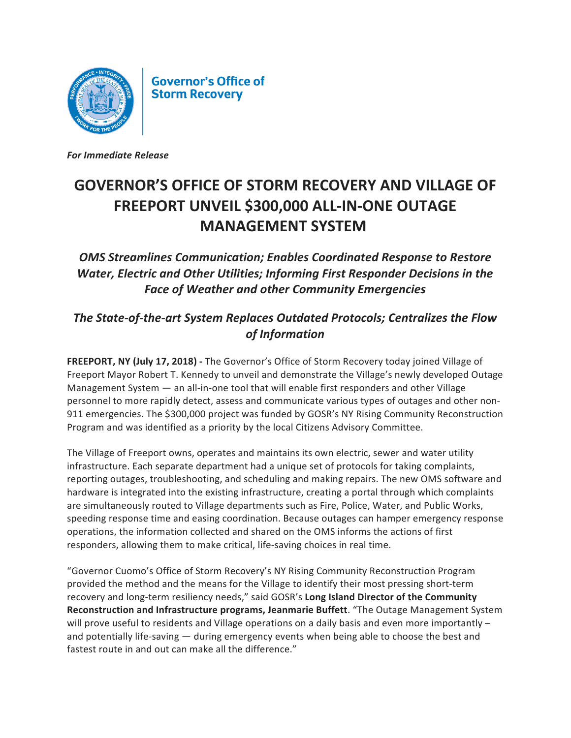**Governor's Office of Storm Recovery**

***For Immediate Release***

# GOVERNOR'S OFFICE OF STORM RECOVERY AND VILLAGE OF FREEPORT UNVEIL $300,000 ALL-IN-ONE OUTAGE MANAGEMENT SYSTEM

## *OMS Streamlines Communication; Enables Coordinated Response to Restore Water, Electric and Other Utilities; Informing First Responder Decisions in the Face of Weather and other Community Emergencies*

## *The State-of-the-art System Replaces Outdated Protocols; Centralizes the Flow of Information*

**FREEPORT, NY (July 17, 2018) -** The Governor's Office of Storm Recovery today joined Village of Freeport Mayor Robert T. Kennedy to unveil and demonstrate the Village's newly developed Outage Management System — an all-in-one tool that will enable first responders and other Village personnel to more rapidly detect, assess and communicate various types of outages and other non-911 emergencies. The $300,000 project was funded by GOSR's NY Rising Community Reconstruction Program and was identified as a priority by the local Citizens Advisory Committee.

The Village of Freeport owns, operates and maintains its own electric, sewer and water utility infrastructure. Each separate department had a unique set of protocols for taking complaints, reporting outages, troubleshooting, and scheduling and making repairs. The new OMS software and hardware is integrated into the existing infrastructure, creating a portal through which complaints are simultaneously routed to Village departments such as Fire, Police, Water, and Public Works, speeding response time and easing coordination. Because outages can hamper emergency response operations, the information collected and shared on the OMS informs the actions of first responders, allowing them to make critical, life-saving choices in real time.

"Governor Cuomo's Office of Storm Recovery's NY Rising Community Reconstruction Program provided the method and the means for the Village to identify their most pressing short-term recovery and long-term resiliency needs," said GOSR's **Long Island Director of the Community Reconstruction and Infrastructure programs, Jeanmarie Buffett**. "The Outage Management System will prove useful to residents and Village operations on a daily basis and even more importantly – and potentially life-saving — during emergency events when being able to choose the best and fastest route in and out can make all the difference."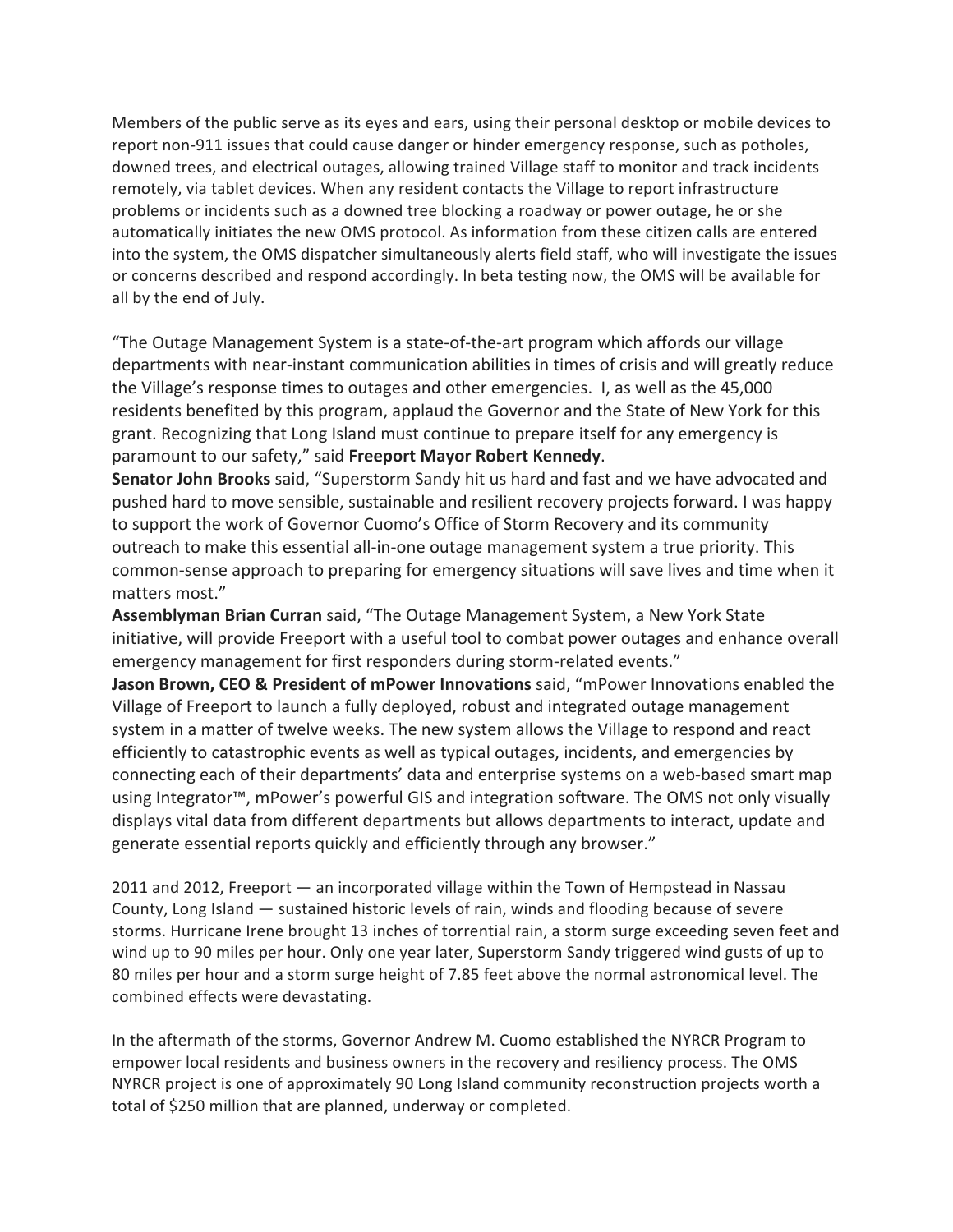Members of the public serve as its eyes and ears, using their personal desktop or mobile devices to report non-911 issues that could cause danger or hinder emergency response, such as potholes, downed trees, and electrical outages, allowing trained Village staff to monitor and track incidents remotely, via tablet devices. When any resident contacts the Village to report infrastructure problems or incidents such as a downed tree blocking a roadway or power outage, he or she automatically initiates the new OMS protocol. As information from these citizen calls are entered into the system, the OMS dispatcher simultaneously alerts field staff, who will investigate the issues or concerns described and respond accordingly. In beta testing now, the OMS will be available for all by the end of July.

"The Outage Management System is a state-of-the-art program which affords our village departments with near-instant communication abilities in times of crisis and will greatly reduce the Village's response times to outages and other emergencies. I, as well as the 45,000 residents benefited by this program, applaud the Governor and the State of New York for this grant. Recognizing that Long Island must continue to prepare itself for any emergency is paramount to our safety," said **Freeport Mayor Robert Kennedy**.

**Senator John Brooks** said, "Superstorm Sandy hit us hard and fast and we have advocated and pushed hard to move sensible, sustainable and resilient recovery projects forward. I was happy to support the work of Governor Cuomo's Office of Storm Recovery and its community outreach to make this essential all-in-one outage management system a true priority. This common-sense approach to preparing for emergency situations will save lives and time when it matters most."

**Assemblyman Brian Curran** said, "The Outage Management System, a New York State initiative, will provide Freeport with a useful tool to combat power outages and enhance overall emergency management for first responders during storm-related events."

**Jason Brown, CEO & President of mPower Innovations** said, "mPower Innovations enabled the Village of Freeport to launch a fully deployed, robust and integrated outage management system in a matter of twelve weeks. The new system allows the Village to respond and react efficiently to catastrophic events as well as typical outages, incidents, and emergencies by connecting each of their departments' data and enterprise systems on a web-based smart map using Integrator™, mPower's powerful GIS and integration software. The OMS not only visually displays vital data from different departments but allows departments to interact, update and generate essential reports quickly and efficiently through any browser."

2011 and 2012, Freeport — an incorporated village within the Town of Hempstead in Nassau County, Long Island — sustained historic levels of rain, winds and flooding because of severe storms. Hurricane Irene brought 13 inches of torrential rain, a storm surge exceeding seven feet and wind up to 90 miles per hour. Only one year later, Superstorm Sandy triggered wind gusts of up to 80 miles per hour and a storm surge height of 7.85 feet above the normal astronomical level. The combined effects were devastating.

In the aftermath of the storms, Governor Andrew M. Cuomo established the NYRCR Program to empower local residents and business owners in the recovery and resiliency process. The OMS NYRCR project is one of approximately 90 Long Island community reconstruction projects worth a total of $250 million that are planned, underway or completed.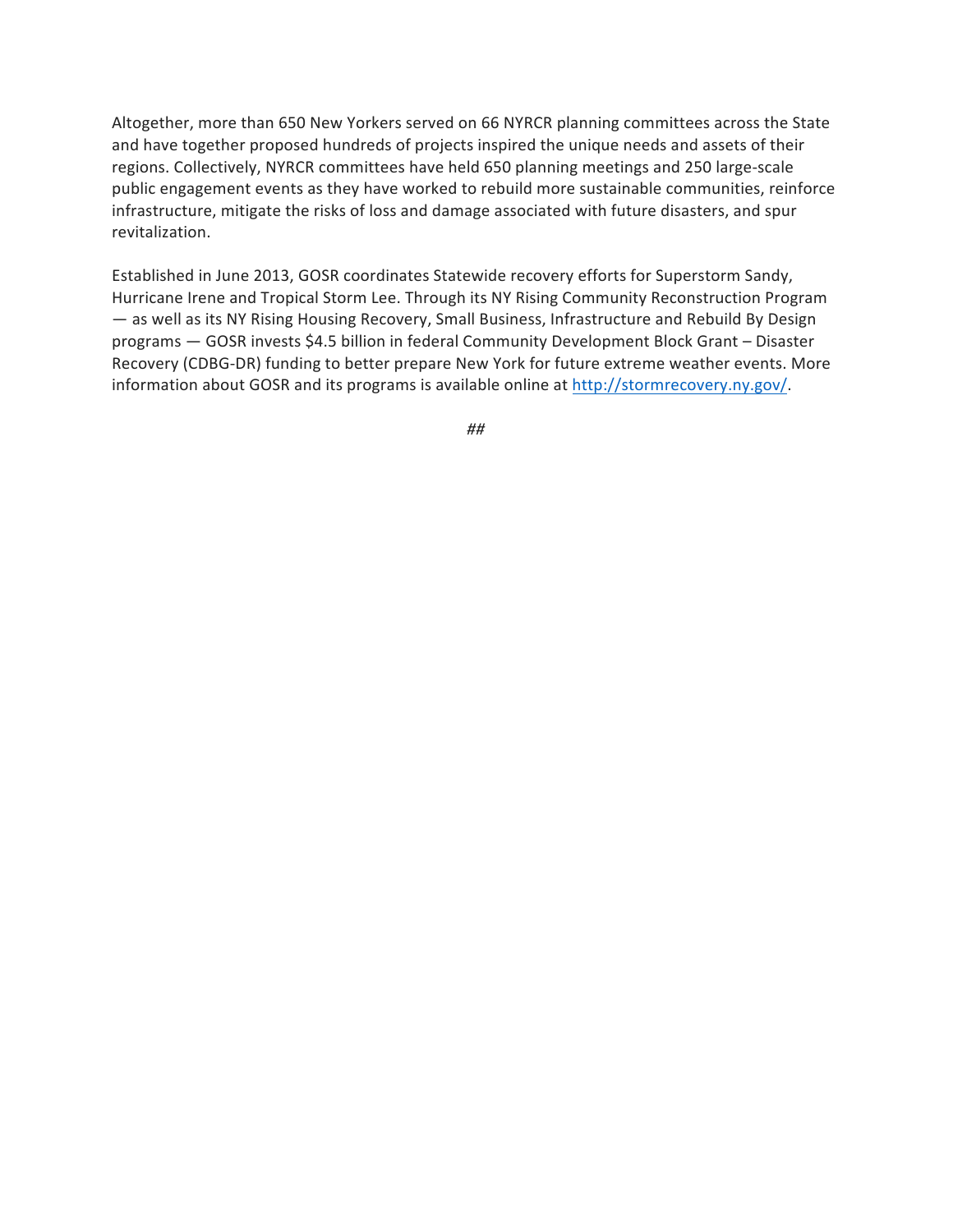Altogether, more than 650 New Yorkers served on 66 NYRCR planning committees across the State and have together proposed hundreds of projects inspired the unique needs and assets of their regions. Collectively, NYRCR committees have held 650 planning meetings and 250 large-scale public engagement events as they have worked to rebuild more sustainable communities, reinforce infrastructure, mitigate the risks of loss and damage associated with future disasters, and spur revitalization.

Established in June 2013, GOSR coordinates Statewide recovery efforts for Superstorm Sandy, Hurricane Irene and Tropical Storm Lee. Through its NY Rising Community Reconstruction Program — as well as its NY Rising Housing Recovery, Small Business, Infrastructure and Rebuild By Design programs — GOSR invests $4.5 billion in federal Community Development Block Grant – Disaster Recovery (CDBG-DR) funding to better prepare New York for future extreme weather events. More information about GOSR and its programs is available online at http://stormrecovery.ny.gov/.

*##*